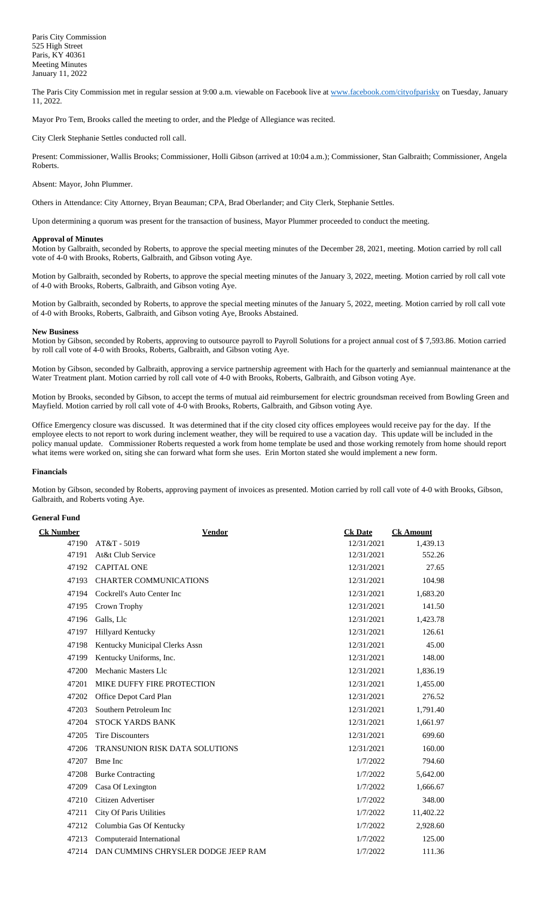Paris City Commission
525 High Street
Paris, KY 40361
Meeting Minutes
January 11, 2022

The Paris City Commission met in regular session at 9:00 a.m. viewable on Facebook live at www.facebook.com/cityofparisky on Tuesday, January 11, 2022.

Mayor Pro Tem, Brooks called the meeting to order, and the Pledge of Allegiance was recited.

City Clerk Stephanie Settles conducted roll call.

Present: Commissioner, Wallis Brooks; Commissioner, Holli Gibson (arrived at 10:04 a.m.); Commissioner, Stan Galbraith; Commissioner, Angela Roberts.

Absent: Mayor, John Plummer.

Others in Attendance: City Attorney, Bryan Beauman; CPA, Brad Oberlander; and City Clerk, Stephanie Settles.

Upon determining a quorum was present for the transaction of business, Mayor Plummer proceeded to conduct the meeting.

**Approval of Minutes**

Motion by Galbraith, seconded by Roberts, to approve the special meeting minutes of the December 28, 2021, meeting. Motion carried by roll call vote of 4-0 with Brooks, Roberts, Galbraith, and Gibson voting Aye.

Motion by Galbraith, seconded by Roberts, to approve the special meeting minutes of the January 3, 2022, meeting. Motion carried by roll call vote of 4-0 with Brooks, Roberts, Galbraith, and Gibson voting Aye.

Motion by Galbraith, seconded by Roberts, to approve the special meeting minutes of the January 5, 2022, meeting. Motion carried by roll call vote of 4-0 with Brooks, Roberts, Galbraith, and Gibson voting Aye, Brooks Abstained.

**New Business**

Motion by Gibson, seconded by Roberts, approving to outsource payroll to Payroll Solutions for a project annual cost of $ 7,593.86. Motion carried by roll call vote of 4-0 with Brooks, Roberts, Galbraith, and Gibson voting Aye.

Motion by Gibson, seconded by Galbraith, approving a service partnership agreement with Hach for the quarterly and semiannual maintenance at the Water Treatment plant. Motion carried by roll call vote of 4-0 with Brooks, Roberts, Galbraith, and Gibson voting Aye.

Motion by Brooks, seconded by Gibson, to accept the terms of mutual aid reimbursement for electric groundsman received from Bowling Green and Mayfield. Motion carried by roll call vote of 4-0 with Brooks, Roberts, Galbraith, and Gibson voting Aye.

Office Emergency closure was discussed. It was determined that if the city closed city offices employees would receive pay for the day. If the employee elects to not report to work during inclement weather, they will be required to use a vacation day. This update will be included in the policy manual update. Commissioner Roberts requested a work from home template be used and those working remotely from home should report what items were worked on, siting she can forward what form she uses. Erin Morton stated she would implement a new form.

**Financials**

Motion by Gibson, seconded by Roberts, approving payment of invoices as presented. Motion carried by roll call vote of 4-0 with Brooks, Gibson, Galbraith, and Roberts voting Aye.

**General Fund**

| Ck Number | Vendor | Ck Date | Ck Amount |
|---|---|---|---|
| 47190 | AT&T - 5019 | 12/31/2021 | 1,439.13 |
| 47191 | At&t Club Service | 12/31/2021 | 552.26 |
| 47192 | CAPITAL ONE | 12/31/2021 | 27.65 |
| 47193 | CHARTER COMMUNICATIONS | 12/31/2021 | 104.98 |
| 47194 | Cockrell's Auto Center Inc | 12/31/2021 | 1,683.20 |
| 47195 | Crown Trophy | 12/31/2021 | 141.50 |
| 47196 | Galls, Llc | 12/31/2021 | 1,423.78 |
| 47197 | Hillyard Kentucky | 12/31/2021 | 126.61 |
| 47198 | Kentucky Municipal Clerks Assn | 12/31/2021 | 45.00 |
| 47199 | Kentucky Uniforms, Inc. | 12/31/2021 | 148.00 |
| 47200 | Mechanic Masters Llc | 12/31/2021 | 1,836.19 |
| 47201 | MIKE DUFFY FIRE PROTECTION | 12/31/2021 | 1,455.00 |
| 47202 | Office Depot Card Plan | 12/31/2021 | 276.52 |
| 47203 | Southern Petroleum Inc | 12/31/2021 | 1,791.40 |
| 47204 | STOCK YARDS BANK | 12/31/2021 | 1,661.97 |
| 47205 | Tire Discounters | 12/31/2021 | 699.60 |
| 47206 | TRANSUNION RISK DATA SOLUTIONS | 12/31/2021 | 160.00 |
| 47207 | Bme Inc | 1/7/2022 | 794.60 |
| 47208 | Burke Contracting | 1/7/2022 | 5,642.00 |
| 47209 | Casa Of Lexington | 1/7/2022 | 1,666.67 |
| 47210 | Citizen Advertiser | 1/7/2022 | 348.00 |
| 47211 | City Of Paris Utilities | 1/7/2022 | 11,402.22 |
| 47212 | Columbia Gas Of Kentucky | 1/7/2022 | 2,928.60 |
| 47213 | Computeraid International | 1/7/2022 | 125.00 |
| 47214 | DAN CUMMINS CHRYSLER DODGE JEEP RAM | 1/7/2022 | 111.36 |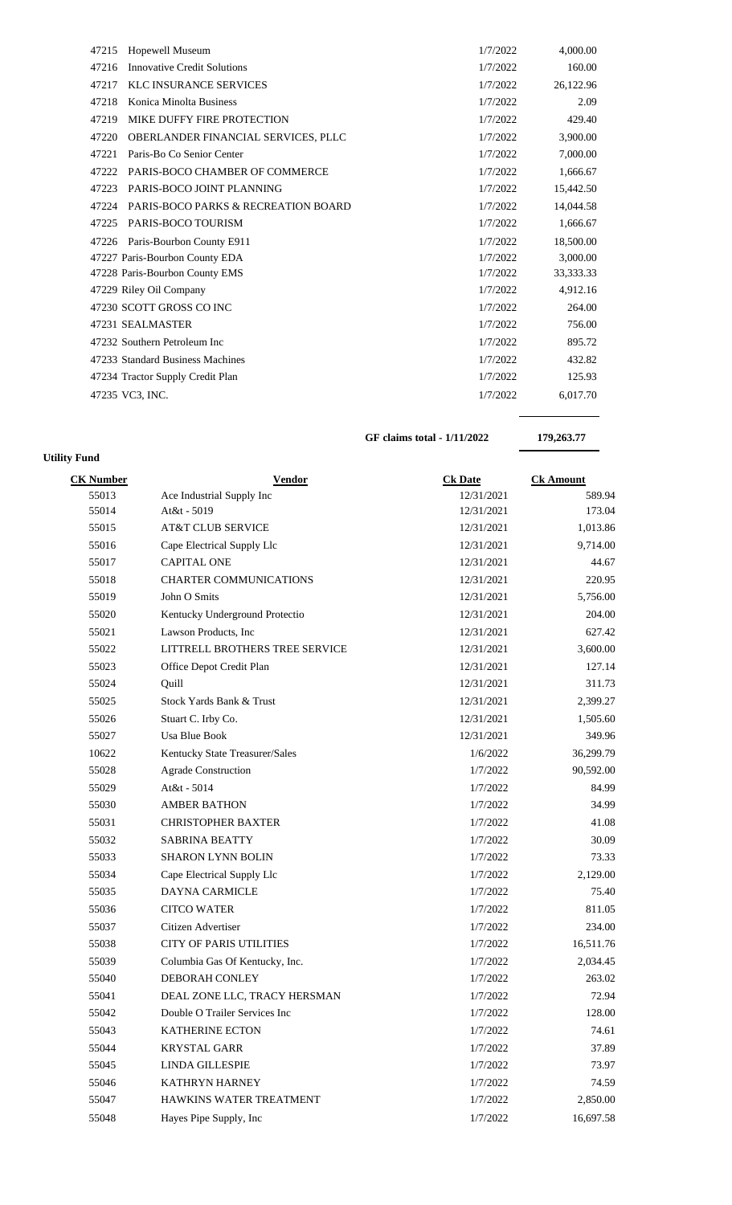| | | | |
|---|---|---|---|
| 47215 | Hopewell Museum | 1/7/2022 | 4,000.00 |
| 47216 | Innovative Credit Solutions | 1/7/2022 | 160.00 |
| 47217 | KLC INSURANCE SERVICES | 1/7/2022 | 26,122.96 |
| 47218 | Konica Minolta Business | 1/7/2022 | 2.09 |
| 47219 | MIKE DUFFY FIRE PROTECTION | 1/7/2022 | 429.40 |
| 47220 | OBERLANDER FINANCIAL SERVICES, PLLC | 1/7/2022 | 3,900.00 |
| 47221 | Paris-Bo Co Senior Center | 1/7/2022 | 7,000.00 |
| 47222 | PARIS-BOCO CHAMBER OF COMMERCE | 1/7/2022 | 1,666.67 |
| 47223 | PARIS-BOCO JOINT PLANNING | 1/7/2022 | 15,442.50 |
| 47224 | PARIS-BOCO PARKS & RECREATION BOARD | 1/7/2022 | 14,044.58 |
| 47225 | PARIS-BOCO TOURISM | 1/7/2022 | 1,666.67 |
| 47226 | Paris-Bourbon County E911 | 1/7/2022 | 18,500.00 |
| 47227 | Paris-Bourbon County EDA | 1/7/2022 | 3,000.00 |
| 47228 | Paris-Bourbon County EMS | 1/7/2022 | 33,333.33 |
| 47229 | Riley Oil Company | 1/7/2022 | 4,912.16 |
| 47230 | SCOTT GROSS CO INC | 1/7/2022 | 264.00 |
| 47231 | SEALMASTER | 1/7/2022 | 756.00 |
| 47232 | Southern Petroleum Inc | 1/7/2022 | 895.72 |
| 47233 | Standard Business Machines | 1/7/2022 | 432.82 |
| 47234 | Tractor Supply Credit Plan | 1/7/2022 | 125.93 |
| 47235 | VC3, INC. | 1/7/2022 | 6,017.70 |

**GF claims total - 1/11/2022** **179,263.77**

**Utility Fund**

| **CK Number** | **Vendor** | **Ck Date** | **Ck Amount** |
|---|---|---|---|
| 55013 | Ace Industrial Supply Inc | 12/31/2021 | 589.94 |
| 55014 | At&t - 5019 | 12/31/2021 | 173.04 |
| 55015 | AT&T CLUB SERVICE | 12/31/2021 | 1,013.86 |
| 55016 | Cape Electrical Supply Llc | 12/31/2021 | 9,714.00 |
| 55017 | CAPITAL ONE | 12/31/2021 | 44.67 |
| 55018 | CHARTER COMMUNICATIONS | 12/31/2021 | 220.95 |
| 55019 | John O Smits | 12/31/2021 | 5,756.00 |
| 55020 | Kentucky Underground Protectio | 12/31/2021 | 204.00 |
| 55021 | Lawson Products, Inc | 12/31/2021 | 627.42 |
| 55022 | LITTRELL BROTHERS TREE SERVICE | 12/31/2021 | 3,600.00 |
| 55023 | Office Depot Credit Plan | 12/31/2021 | 127.14 |
| 55024 | Quill | 12/31/2021 | 311.73 |
| 55025 | Stock Yards Bank & Trust | 12/31/2021 | 2,399.27 |
| 55026 | Stuart C. Irby Co. | 12/31/2021 | 1,505.60 |
| 55027 | Usa Blue Book | 12/31/2021 | 349.96 |
| 10622 | Kentucky State Treasurer/Sales | 1/6/2022 | 36,299.79 |
| 55028 | Agrade Construction | 1/7/2022 | 90,592.00 |
| 55029 | At&t - 5014 | 1/7/2022 | 84.99 |
| 55030 | AMBER BATHON | 1/7/2022 | 34.99 |
| 55031 | CHRISTOPHER BAXTER | 1/7/2022 | 41.08 |
| 55032 | SABRINA BEATTY | 1/7/2022 | 30.09 |
| 55033 | SHARON LYNN BOLIN | 1/7/2022 | 73.33 |
| 55034 | Cape Electrical Supply Llc | 1/7/2022 | 2,129.00 |
| 55035 | DAYNA CARMICLE | 1/7/2022 | 75.40 |
| 55036 | CITCO WATER | 1/7/2022 | 811.05 |
| 55037 | Citizen Advertiser | 1/7/2022 | 234.00 |
| 55038 | CITY OF PARIS UTILITIES | 1/7/2022 | 16,511.76 |
| 55039 | Columbia Gas Of Kentucky, Inc. | 1/7/2022 | 2,034.45 |
| 55040 | DEBORAH CONLEY | 1/7/2022 | 263.02 |
| 55041 | DEAL ZONE LLC, TRACY HERSMAN | 1/7/2022 | 72.94 |
| 55042 | Double O Trailer Services Inc | 1/7/2022 | 128.00 |
| 55043 | KATHERINE ECTON | 1/7/2022 | 74.61 |
| 55044 | KRYSTAL GARR | 1/7/2022 | 37.89 |
| 55045 | LINDA GILLESPIE | 1/7/2022 | 73.97 |
| 55046 | KATHRYN HARNEY | 1/7/2022 | 74.59 |
| 55047 | HAWKINS WATER TREATMENT | 1/7/2022 | 2,850.00 |
| 55048 | Hayes Pipe Supply, Inc | 1/7/2022 | 16,697.58 |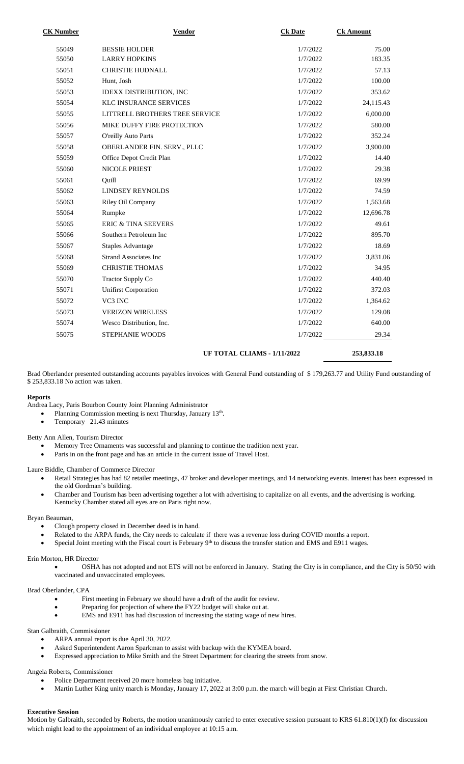| CK Number | Vendor | Ck Date | Ck Amount |
|---|---|---|---|
| 55049 | BESSIE HOLDER | 1/7/2022 | 75.00 |
| 55050 | LARRY HOPKINS | 1/7/2022 | 183.35 |
| 55051 | CHRISTIE HUDNALL | 1/7/2022 | 57.13 |
| 55052 | Hunt, Josh | 1/7/2022 | 100.00 |
| 55053 | IDEXX DISTRIBUTION, INC | 1/7/2022 | 353.62 |
| 55054 | KLC INSURANCE SERVICES | 1/7/2022 | 24,115.43 |
| 55055 | LITTRELL BROTHERS TREE SERVICE | 1/7/2022 | 6,000.00 |
| 55056 | MIKE DUFFY FIRE PROTECTION | 1/7/2022 | 580.00 |
| 55057 | O'reilly Auto Parts | 1/7/2022 | 352.24 |
| 55058 | OBERLANDER FIN. SERV., PLLC | 1/7/2022 | 3,900.00 |
| 55059 | Office Depot Credit Plan | 1/7/2022 | 14.40 |
| 55060 | NICOLE PRIEST | 1/7/2022 | 29.38 |
| 55061 | Quill | 1/7/2022 | 69.99 |
| 55062 | LINDSEY REYNOLDS | 1/7/2022 | 74.59 |
| 55063 | Riley Oil Company | 1/7/2022 | 1,563.68 |
| 55064 | Rumpke | 1/7/2022 | 12,696.78 |
| 55065 | ERIC & TINA SEEVERS | 1/7/2022 | 49.61 |
| 55066 | Southern Petroleum Inc | 1/7/2022 | 895.70 |
| 55067 | Staples Advantage | 1/7/2022 | 18.69 |
| 55068 | Strand Associates Inc | 1/7/2022 | 3,831.06 |
| 55069 | CHRISTIE THOMAS | 1/7/2022 | 34.95 |
| 55070 | Tractor Supply Co | 1/7/2022 | 440.40 |
| 55071 | Unifirst Corporation | 1/7/2022 | 372.03 |
| 55072 | VC3 INC | 1/7/2022 | 1,364.62 |
| 55073 | VERIZON WIRELESS | 1/7/2022 | 129.08 |
| 55074 | Wesco Distribution, Inc. | 1/7/2022 | 640.00 |
| 55075 | STEPHANIE WOODS | 1/7/2022 | 29.34 |
| | | **UF TOTAL CLIAMS - 1/11/2022** | **253,833.18** |

Brad Oberlander presented outstanding accounts payables invoices with General Fund outstanding of $ 179,263.77 and Utility Fund outstanding of $ 253,833.18 No action was taken.

**Reports**

Andrea Lacy, Paris Bourbon County Joint Planning Administrator

- Planning Commission meeting is next Thursday, January 13th.
- Temporary 21.43 minutes

Betty Ann Allen, Tourism Director

- Memory Tree Ornaments was successful and planning to continue the tradition next year.
- Paris in on the front page and has an article in the current issue of Travel Host.

Laure Biddle, Chamber of Commerce Director

- Retail Strategies has had 82 retailer meetings, 47 broker and developer meetings, and 14 networking events. Interest has been expressed in the old Gordman's building.
- Chamber and Tourism has been advertising together a lot with advertising to capitalize on all events, and the advertising is working. Kentucky Chamber stated all eyes are on Paris right now.

Bryan Beauman,

- Clough property closed in December deed is in hand.
- Related to the ARPA funds, the City needs to calculate if there was a revenue loss during COVID months a report.
- Special Joint meeting with the Fiscal court is February 9th to discuss the transfer station and EMS and E911 wages.

Erin Morton, HR Director

- OSHA has not adopted and not ETS will not be enforced in January. Stating the City is in compliance, and the City is 50/50 with vaccinated and unvaccinated employees.

Brad Oberlander, CPA

- First meeting in February we should have a draft of the audit for review.
- Preparing for projection of where the FY22 budget will shake out at.
- EMS and E911 has had discussion of increasing the stating wage of new hires.

Stan Galbraith, Commissioner

- ARPA annual report is due April 30, 2022.
- Asked Superintendent Aaron Sparkman to assist with backup with the KYMEA board.
- Expressed appreciation to Mike Smith and the Street Department for clearing the streets from snow.

Angela Roberts, Commissioner

- Police Department received 20 more homeless bag initiative.
- Martin Luther King unity march is Monday, January 17, 2022 at 3:00 p.m. the march will begin at First Christian Church.

**Executive Session**

Motion by Galbraith, seconded by Roberts, the motion unanimously carried to enter executive session pursuant to KRS 61.810(1)(f) for discussion which might lead to the appointment of an individual employee at 10:15 a.m.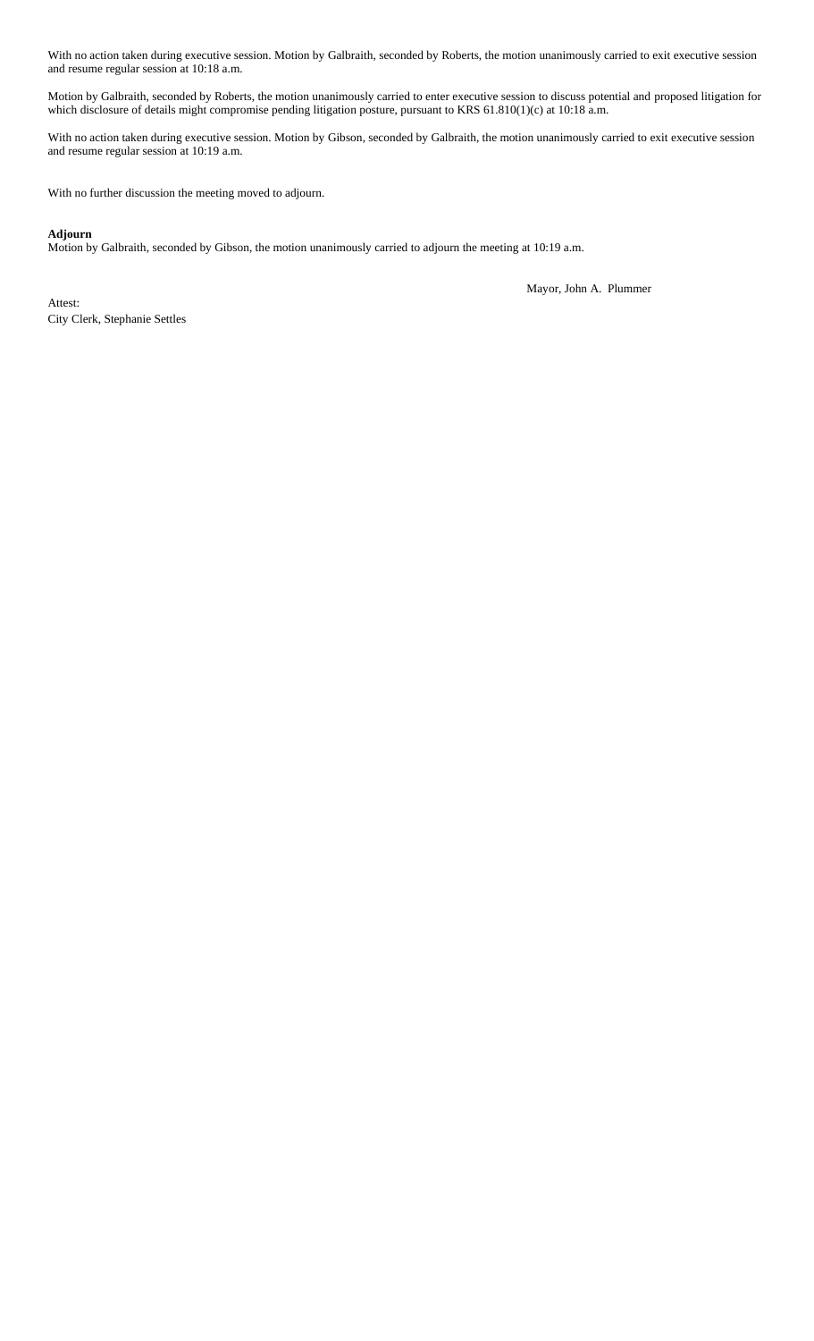With no action taken during executive session. Motion by Galbraith, seconded by Roberts, the motion unanimously carried to exit executive session and resume regular session at 10:18 a.m.

Motion by Galbraith, seconded by Roberts, the motion unanimously carried to enter executive session to discuss potential and proposed litigation for which disclosure of details might compromise pending litigation posture, pursuant to KRS 61.810(1)(c) at 10:18 a.m.

With no action taken during executive session. Motion by Gibson, seconded by Galbraith, the motion unanimously carried to exit executive session and resume regular session at 10:19 a.m.

With no further discussion the meeting moved to adjourn.

**Adjourn**
Motion by Galbraith, seconded by Gibson, the motion unanimously carried to adjourn the meeting at 10:19 a.m.

Mayor, John A. Plummer

Attest:
City Clerk, Stephanie Settles